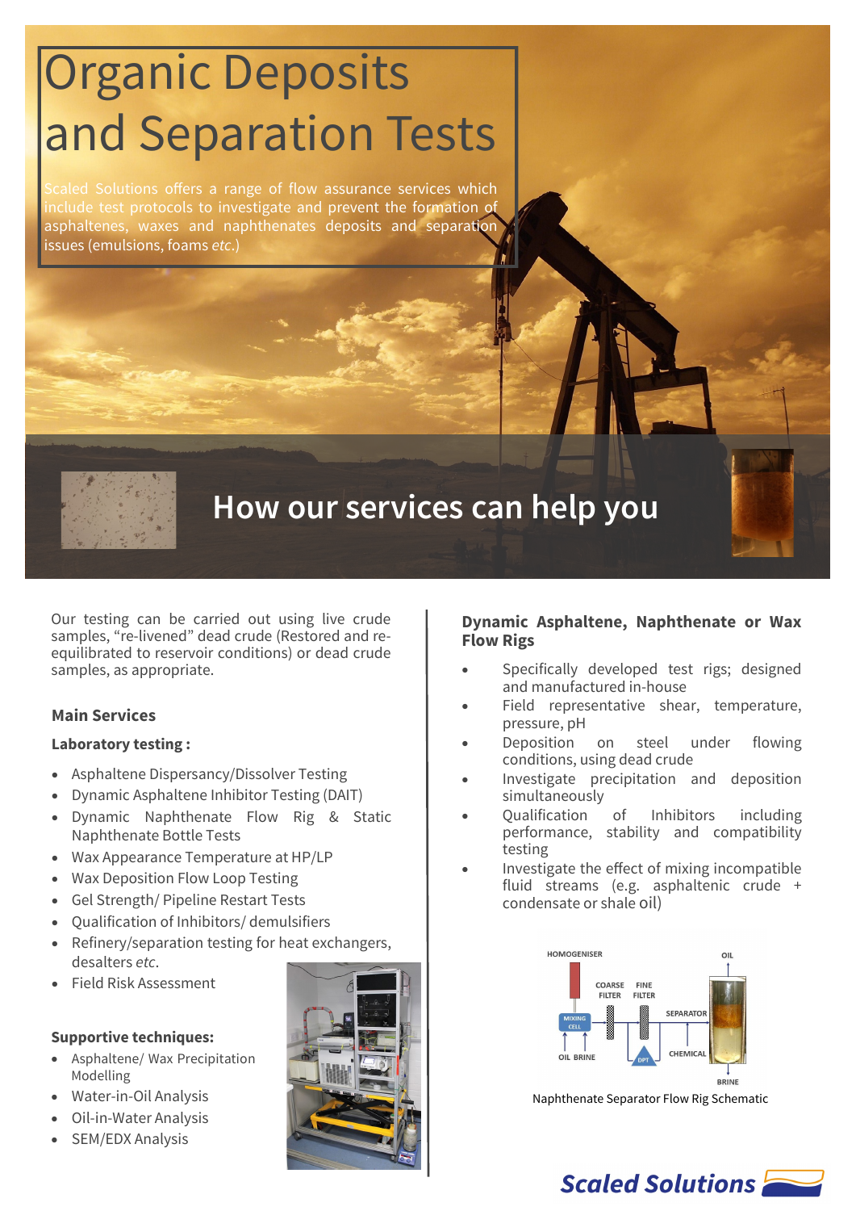# Organic Deposits and Separation Tests

Scaled Solutions offers a range of flow assurance services which include test protocols to investigate and prevent the formation of asphaltenes, waxes and naphthenates deposits and separation issues (emulsions, foams *etc.*)

## How our services can help you

Our testing can be carried out using live crude samples, "re-livened" dead crude (Restored and re-equilibrated to reservoir conditions) or dead crude samples, as appropriate.

### Main Services

**Laboratory testing :**

- Asphaltene Dispersancy/Dissolver Testing
- Dynamic Asphaltene Inhibitor Testing (DAIT)
- Dynamic Naphthenate Flow Rig & Static Naphthenate Bottle Tests
- Wax Appearance Temperature at HP/LP
- Wax Deposition Flow Loop Testing
- Gel Strength/ Pipeline Restart Tests
- Qualification of Inhibitors/ demulsifiers
- Refinery/separation testing for heat exchangers, desalters *etc*.
- Field Risk Assessment

**Supportive techniques:**

- Asphaltene/ Wax Precipitation Modelling
- Water-in-Oil Analysis
- Oil-in-Water Analysis
- SEM/EDX Analysis

### Dynamic Asphaltene, Naphthenate or Wax Flow Rigs

- Specifically developed test rigs; designed and manufactured in-house
- Field representative shear, temperature, pressure, pH
- Deposition on steel under flowing conditions, using dead crude
- Investigate precipitation and deposition simultaneously
- Qualification of Inhibitors including performance, stability and compatibility testing
- Investigate the effect of mixing incompatible fluid streams (e.g. asphaltenic crude + condensate or shale oil)

Naphthenate Separator Flow Rig Schematic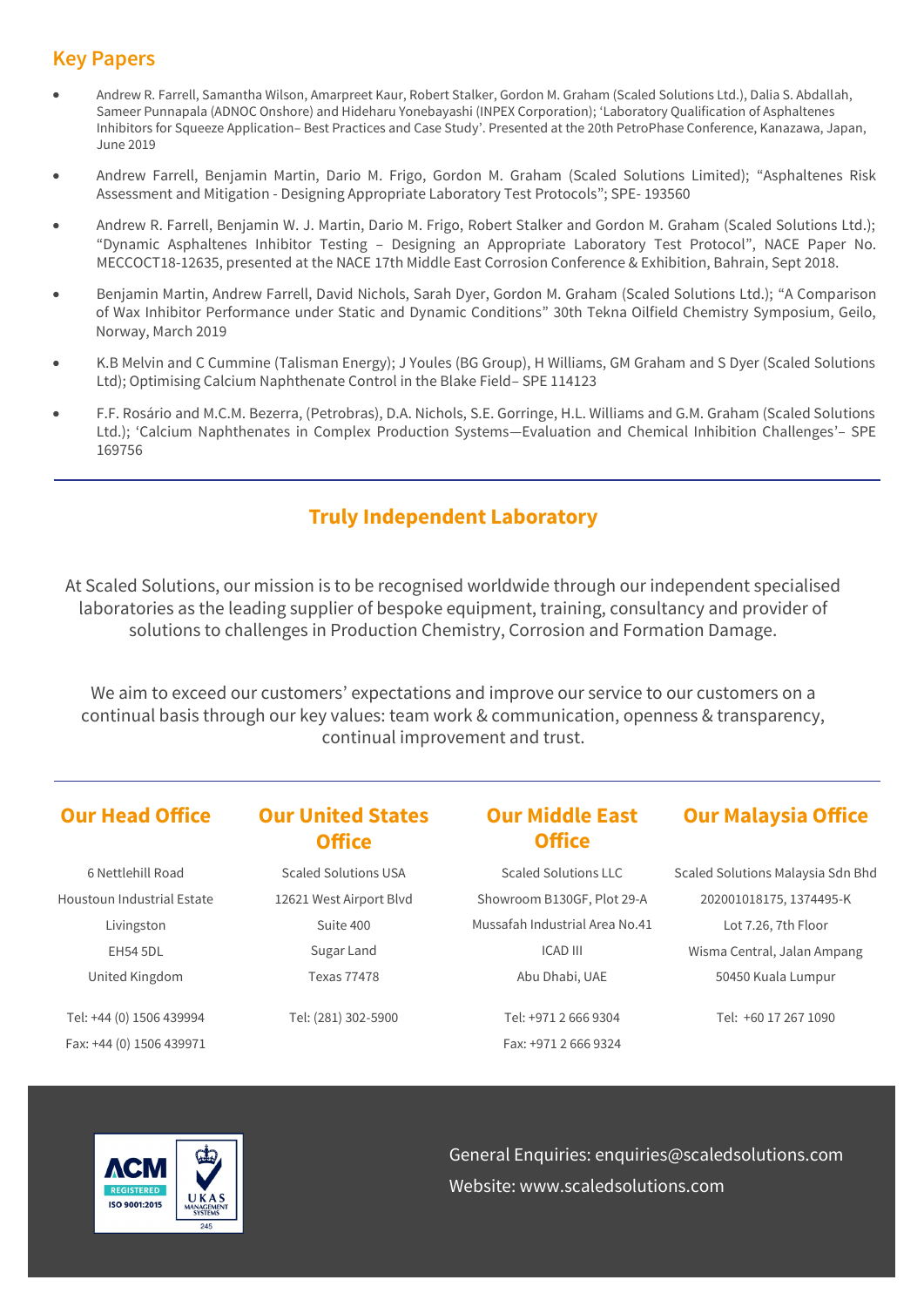## Key Papers

- Andrew R. Farrell, Samantha Wilson, Amarpreet Kaur, Robert Stalker, Gordon M. Graham (Scaled Solutions Ltd.), Dalia S. Abdallah, Sameer Punnapala (ADNOC Onshore) and Hideharu Yonebayashi (INPEX Corporation); 'Laboratory Qualification of Asphaltenes Inhibitors for Squeeze Application– Best Practices and Case Study'. Presented at the 20th PetroPhase Conference, Kanazawa, Japan, June 2019
- Andrew Farrell, Benjamin Martin, Dario M. Frigo, Gordon M. Graham (Scaled Solutions Limited); "Asphaltenes Risk Assessment and Mitigation - Designing Appropriate Laboratory Test Protocols"; SPE- 193560
- Andrew R. Farrell, Benjamin W. J. Martin, Dario M. Frigo, Robert Stalker and Gordon M. Graham (Scaled Solutions Ltd.); "Dynamic Asphaltenes Inhibitor Testing – Designing an Appropriate Laboratory Test Protocol", NACE Paper No. MECCOCT18-12635, presented at the NACE 17th Middle East Corrosion Conference & Exhibition, Bahrain, Sept 2018.
- Benjamin Martin, Andrew Farrell, David Nichols, Sarah Dyer, Gordon M. Graham (Scaled Solutions Ltd.); "A Comparison of Wax Inhibitor Performance under Static and Dynamic Conditions" 30th Tekna Oilfield Chemistry Symposium, Geilo, Norway, March 2019
- K.B Melvin and C Cummine (Talisman Energy); J Youles (BG Group), H Williams, GM Graham and S Dyer (Scaled Solutions Ltd); Optimising Calcium Naphthenate Control in the Blake Field– SPE 114123
- F.F. Rosário and M.C.M. Bezerra, (Petrobras), D.A. Nichols, S.E. Gorringe, H.L. Williams and G.M. Graham (Scaled Solutions Ltd.); 'Calcium Naphthenates in Complex Production Systems—Evaluation and Chemical Inhibition Challenges'– SPE 169756

---

## Truly Independent Laboratory

At Scaled Solutions, our mission is to be recognised worldwide through our independent specialised laboratories as the leading supplier of bespoke equipment, training, consultancy and provider of solutions to challenges in Production Chemistry, Corrosion and Formation Damage.

We aim to exceed our customers' expectations and improve our service to our customers on a continual basis through our key values: team work & communication, openness & transparency, continual improvement and trust.

---

### Our Head Office

6 Nettlehill Road
Houstoun Industrial Estate
Livingston
EH54 5DL
United Kingdom

Tel: +44 (0) 1506 439994
Fax: +44 (0) 1506 439971

### Our United States Office

Scaled Solutions USA
12621 West Airport Blvd
Suite 400
Sugar Land
Texas 77478

Tel: (281) 302-5900

### Our Middle East Office

Scaled Solutions LLC
Showroom B130GF, Plot 29-A
Mussafah Industrial Area No.41
ICAD III
Abu Dhabi, UAE

Tel: +971 2 666 9304
Fax: +971 2 666 9324

### Our Malaysia Office

Scaled Solutions Malaysia Sdn Bhd
202001018175, 1374495-K
Lot 7.26, 7th Floor
Wisma Central, Jalan Ampang
50450 Kuala Lumpur

Tel: +60 17 267 1090

ACM REGISTERED ISO 9001:2015 — UKAS MANAGEMENT SYSTEMS 245

General Enquiries: enquiries@scaledsolutions.com
Website: www.scaledsolutions.com